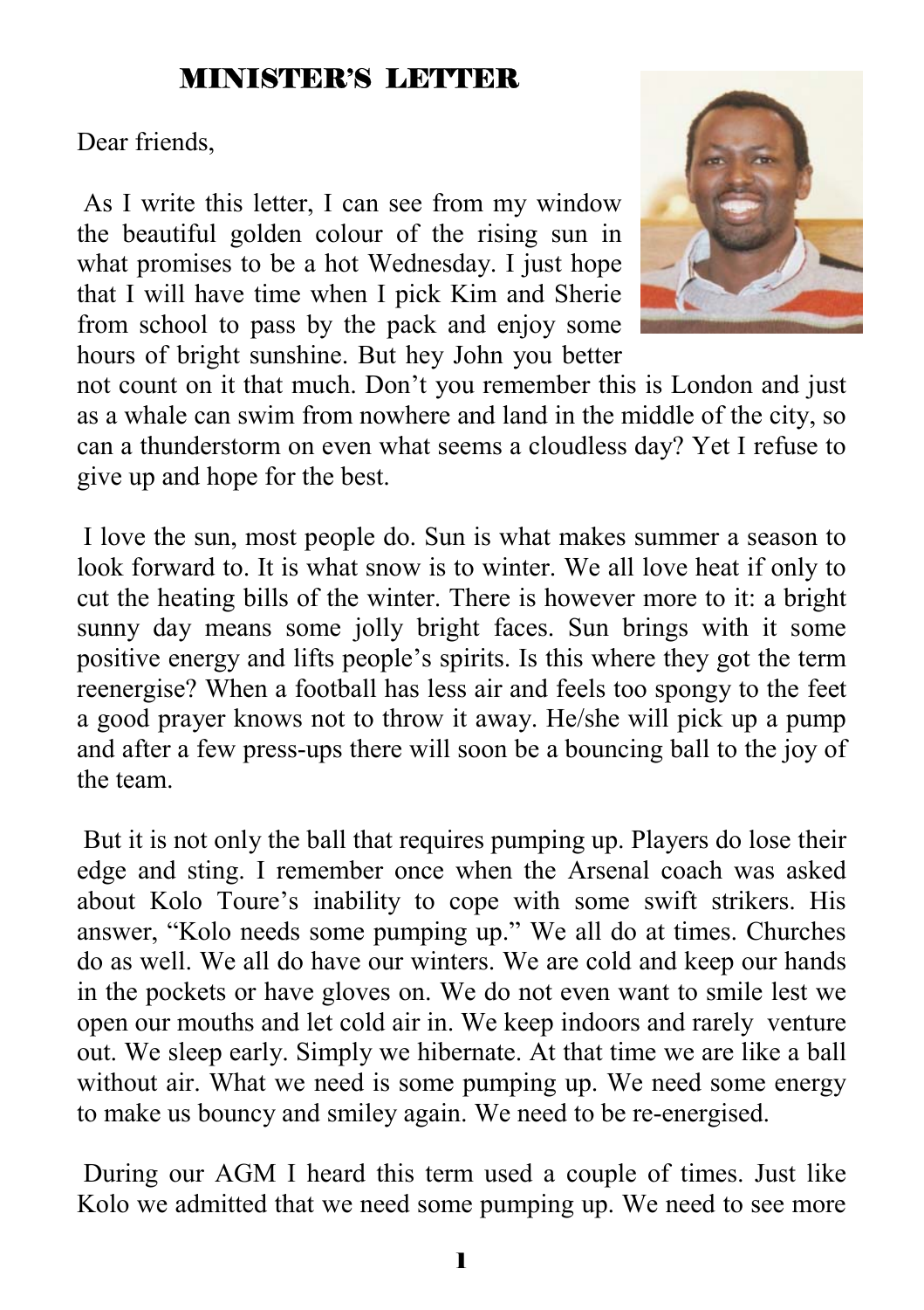# MINISTER'S LETTER

Dear friends,

As I write this letter, I can see from my window the beautiful golden colour of the rising sun in what promises to be a hot Wednesday. I just hope that I will have time when I pick Kim and Sherie from school to pass by the pack and enjoy some hours of bright sunshine. But hey John you better not count on it that much. Don't you remember this is London and just as a whale can swim from nowhere and land in the middle of the city, so can a thunderstorm on even what seems a cloudless day? Yet I refuse to give up and hope for the best.

I love the sun, most people do. Sun is what makes summer a season to look forward to. It is what snow is to winter. We all love heat if only to cut the heating bills of the winter. There is however more to it: a bright sunny day means some jolly bright faces. Sun brings with it some positive energy and lifts people's spirits. Is this where they got the term reenergise? When a football has less air and feels too spongy to the feet a good prayer knows not to throw it away. He/she will pick up a pump and after a few press-ups there will soon be a bouncing ball to the joy of the team.

But it is not only the ball that requires pumping up. Players do lose their edge and sting. I remember once when the Arsenal coach was asked about Kolo Toure's inability to cope with some swift strikers. His answer, "Kolo needs some pumping up." We all do at times. Churches do as well. We all do have our winters. We are cold and keep our hands in the pockets or have gloves on. We do not even want to smile lest we open our mouths and let cold air in. We keep indoors and rarely venture out. We sleep early. Simply we hibernate. At that time we are like a ball without air. What we need is some pumping up. We need some energy to make us bouncy and smiley again. We need to be re-energised.

During our AGM I heard this term used a couple of times. Just like Kolo we admitted that we need some pumping up. We need to see more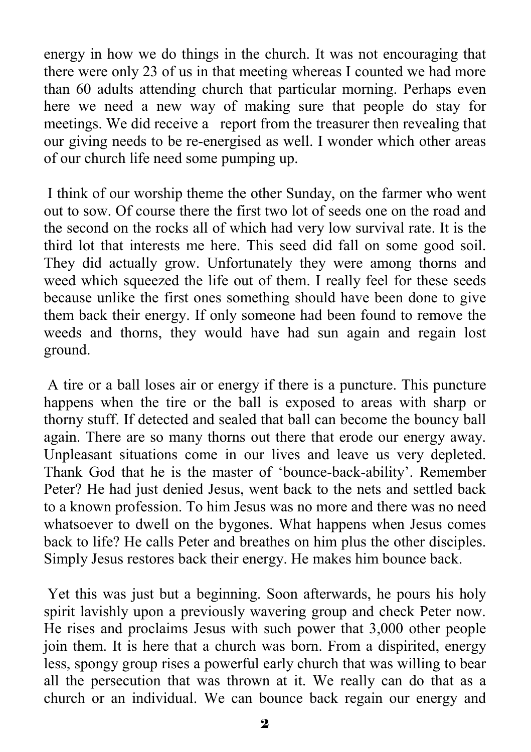energy in how we do things in the church. It was not encouraging that there were only 23 of us in that meeting whereas I counted we had more than 60 adults attending church that particular morning. Perhaps even here we need a new way of making sure that people do stay for meetings. We did receive a report from the treasurer then revealing that our giving needs to be re-energised as well. I wonder which other areas of our church life need some pumping up.

I think of our worship theme the other Sunday, on the farmer who went out to sow. Of course there the first two lot of seeds one on the road and the second on the rocks all of which had very low survival rate. It is the third lot that interests me here. This seed did fall on some good soil. They did actually grow. Unfortunately they were among thorns and weed which squeezed the life out of them. I really feel for these seeds because unlike the first ones something should have been done to give them back their energy. If only someone had been found to remove the weeds and thorns, they would have had sun again and regain lost ground.

A tire or a ball loses air or energy if there is a puncture. This puncture happens when the tire or the ball is exposed to areas with sharp or thorny stuff. If detected and sealed that ball can become the bouncy ball again. There are so many thorns out there that erode our energy away. Unpleasant situations come in our lives and leave us very depleted. Thank God that he is the master of 'bounce-back-ability'. Remember Peter? He had just denied Jesus, went back to the nets and settled back to a known profession. To him Jesus was no more and there was no need whatsoever to dwell on the bygones. What happens when Jesus comes back to life? He calls Peter and breathes on him plus the other disciples. Simply Jesus restores back their energy. He makes him bounce back.

Yet this was just but a beginning. Soon afterwards, he pours his holy spirit lavishly upon a previously wavering group and check Peter now. He rises and proclaims Jesus with such power that 3,000 other people join them. It is here that a church was born. From a dispirited, energy less, spongy group rises a powerful early church that was willing to bear all the persecution that was thrown at it. We really can do that as a church or an individual. We can bounce back regain our energy and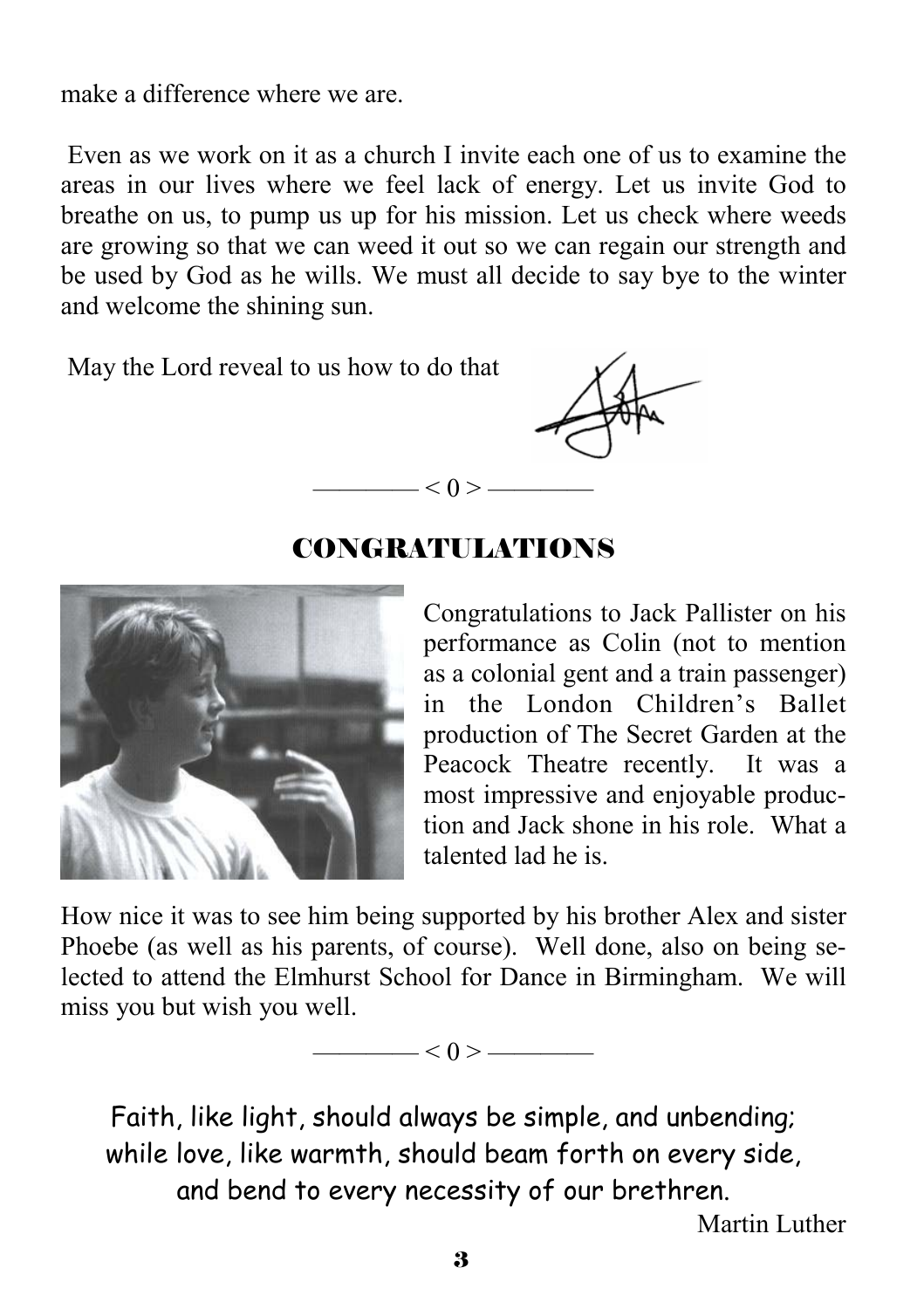make a difference where we are.

Even as we work on it as a church I invite each one of us to examine the areas in our lives where we feel lack of energy. Let us invite God to breathe on us, to pump us up for his mission. Let us check where weeds are growing so that we can weed it out so we can regain our strength and be used by God as he wills. We must all decide to say bye to the winter and welcome the shining sun.

May the Lord reveal to us how to do that

John

———— < 0 > ————

## CONGRATULATIONS

Congratulations to Jack Pallister on his performance as Colin (not to mention as a colonial gent and a train passenger) in the London Children's Ballet production of The Secret Garden at the Peacock Theatre recently. It was a most impressive and enjoyable production and Jack shone in his role. What a talented lad he is.

How nice it was to see him being supported by his brother Alex and sister Phoebe (as well as his parents, of course). Well done, also on being selected to attend the Elmhurst School for Dance in Birmingham. We will miss you but wish you well.

———— < 0 > ————

Faith, like light, should always be simple, and unbending;
while love, like warmth, should beam forth on every side,
and bend to every necessity of our brethren.

Martin Luther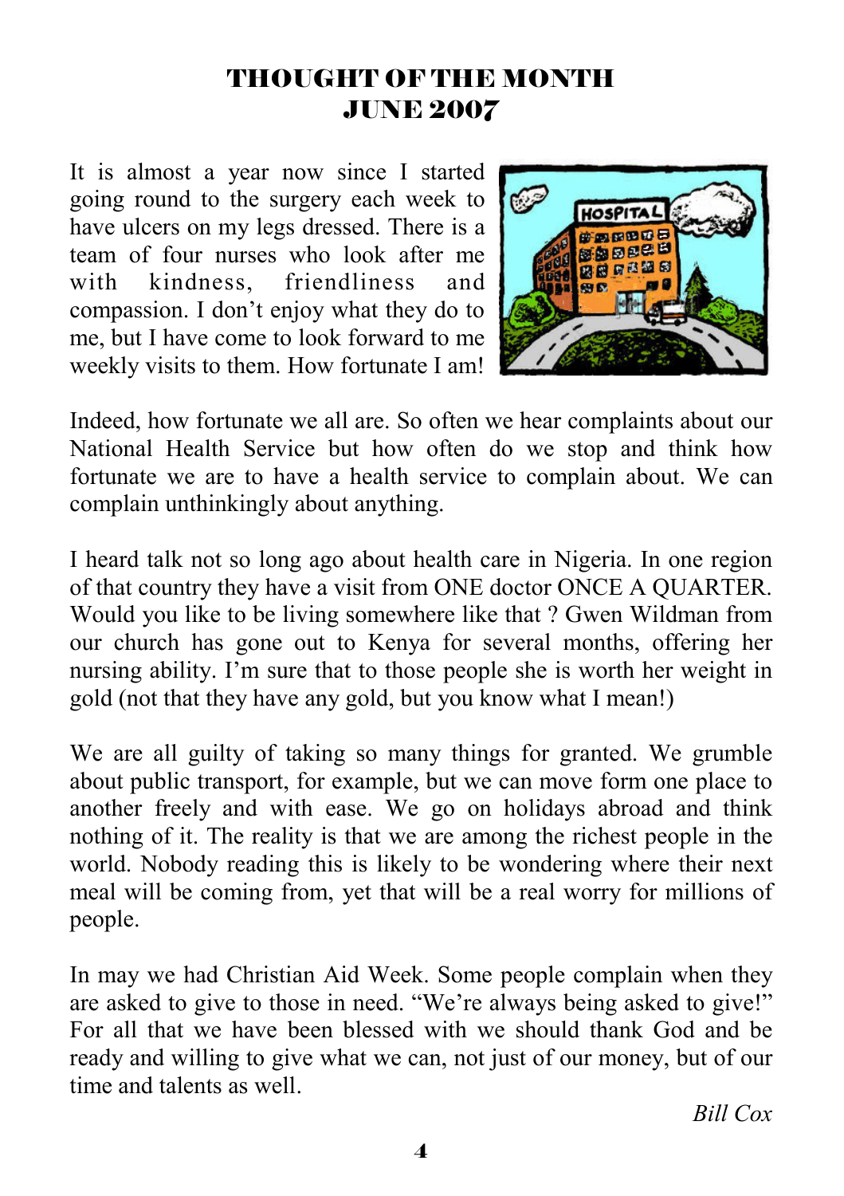# THOUGHT OF THE MONTH
# JUNE 2007

It is almost a year now since I started going round to the surgery each week to have ulcers on my legs dressed. There is a team of four nurses who look after me with kindness, friendliness and compassion. I don't enjoy what they do to me, but I have come to look forward to me weekly visits to them. How fortunate I am!

Indeed, how fortunate we all are. So often we hear complaints about our National Health Service but how often do we stop and think how fortunate we are to have a health service to complain about. We can complain unthinkingly about anything.

I heard talk not so long ago about health care in Nigeria. In one region of that country they have a visit from ONE doctor ONCE A QUARTER. Would you like to be living somewhere like that ? Gwen Wildman from our church has gone out to Kenya for several months, offering her nursing ability. I'm sure that to those people she is worth her weight in gold (not that they have any gold, but you know what I mean!)

We are all guilty of taking so many things for granted. We grumble about public transport, for example, but we can move form one place to another freely and with ease. We go on holidays abroad and think nothing of it. The reality is that we are among the richest people in the world. Nobody reading this is likely to be wondering where their next meal will be coming from, yet that will be a real worry for millions of people.

In may we had Christian Aid Week. Some people complain when they are asked to give to those in need. "We're always being asked to give!" For all that we have been blessed with we should thank God and be ready and willing to give what we can, not just of our money, but of our time and talents as well.

*Bill Cox*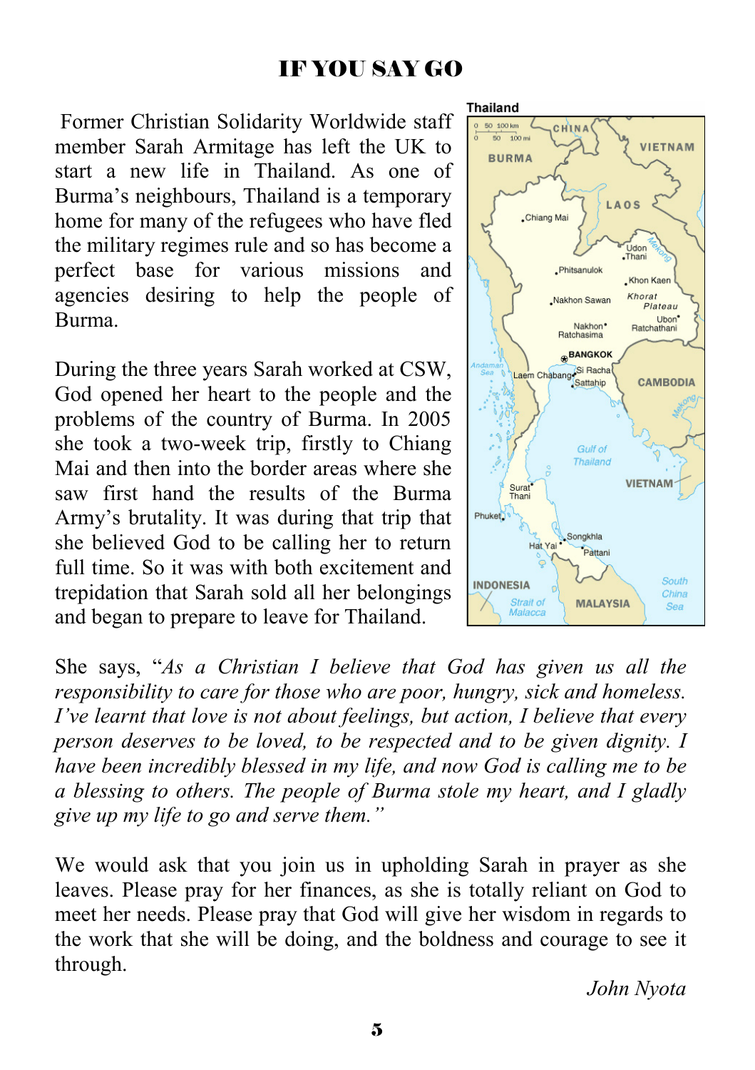# IF YOU SAY GO

Former Christian Solidarity Worldwide staff member Sarah Armitage has left the UK to start a new life in Thailand. As one of Burma's neighbours, Thailand is a temporary home for many of the refugees who have fled the military regimes rule and so has become a perfect base for various missions and agencies desiring to help the people of Burma.

During the three years Sarah worked at CSW, God opened her heart to the people and the problems of the country of Burma. In 2005 she took a two-week trip, firstly to Chiang Mai and then into the border areas where she saw first hand the results of the Burma Army's brutality. It was during that trip that she believed God to be calling her to return full time. So it was with both excitement and trepidation that Sarah sold all her belongings and began to prepare to leave for Thailand.

She says, "*As a Christian I believe that God has given us all the responsibility to care for those who are poor, hungry, sick and homeless. I've learnt that love is not about feelings, but action, I believe that every person deserves to be loved, to be respected and to be given dignity. I have been incredibly blessed in my life, and now God is calling me to be a blessing to others. The people of Burma stole my heart, and I gladly give up my life to go and serve them.*"

We would ask that you join us in upholding Sarah in prayer as she leaves. Please pray for her finances, as she is totally reliant on God to meet her needs. Please pray that God will give her wisdom in regards to the work that she will be doing, and the boldness and courage to see it through.

*John Nyota*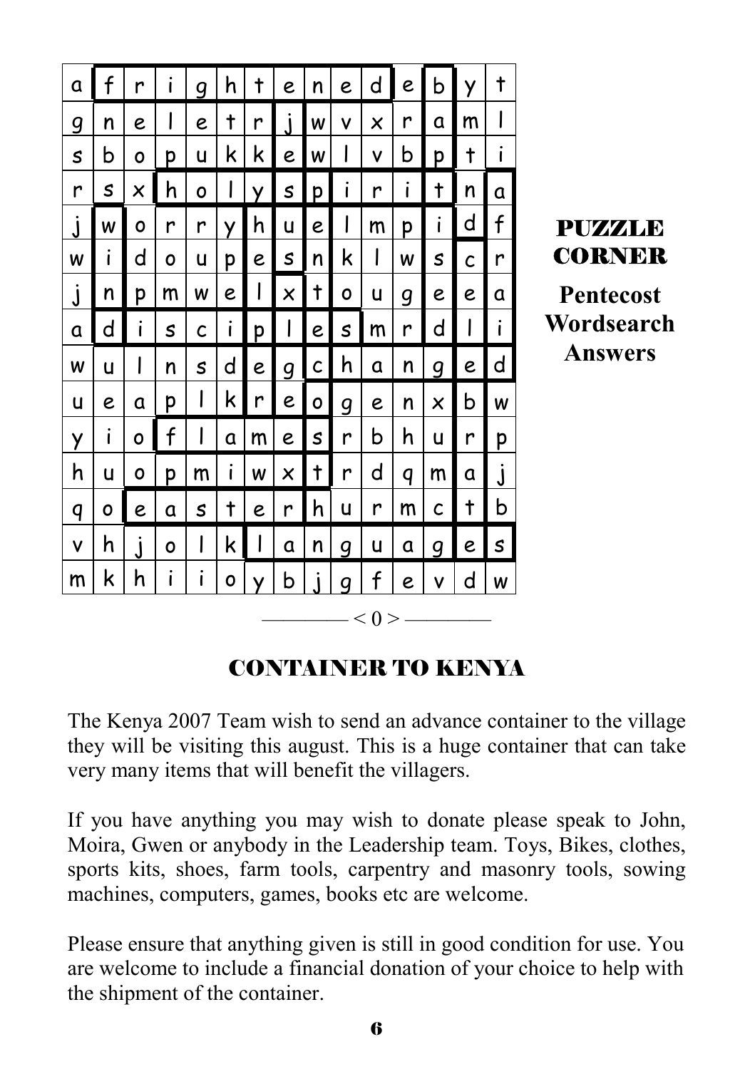# PUZZLE CORNER

**Pentecost Wordsearch Answers**

| | | | | | | | | | | | | | | |
|---|---|---|---|---|---|---|---|---|---|---|---|---|---|---|
| a | f | r | i | g | h | t | e | n | e | d | e | b | y | t |
| g | n | e | l | e | t | r | j | w | v | x | r | a | m | l |
| s | b | o | p | u | k | k | e | w | l | v | b | p | t | i |
| r | s | x | h | o | l | y | s | p | i | r | i | t | n | a |
| j | w | o | r | r | y | h | u | e | l | m | p | i | d | f |
| w | i | d | o | u | p | e | s | n | k | l | w | s | c | r |
| j | n | p | m | w | e | l | x | t | o | u | g | e | e | a |
| a | d | i | s | c | i | p | l | e | s | m | r | d | l | i |
| w | u | l | n | s | d | e | g | c | h | a | n | g | e | d |
| u | e | a | p | l | k | r | e | o | g | e | n | x | b | w |
| y | i | o | f | l | a | m | e | s | r | b | h | u | r | p |
| h | u | o | p | m | i | w | x | t | r | d | q | m | a | j |
| q | o | e | a | s | t | e | r | h | u | r | m | c | t | b |
| v | h | j | o | l | k | l | a | n | g | u | a | g | e | s |
| m | k | h | i | i | o | y | b | j | g | f | e | v | d | w |

———— < 0 > ————

## CONTAINER TO KENYA

The Kenya 2007 Team wish to send an advance container to the village they will be visiting this august. This is a huge container that can take very many items that will benefit the villagers.

If you have anything you may wish to donate please speak to John, Moira, Gwen or anybody in the Leadership team. Toys, Bikes, clothes, sports kits, shoes, farm tools, carpentry and masonry tools, sowing machines, computers, games, books etc are welcome.

Please ensure that anything given is still in good condition for use. You are welcome to include a financial donation of your choice to help with the shipment of the container.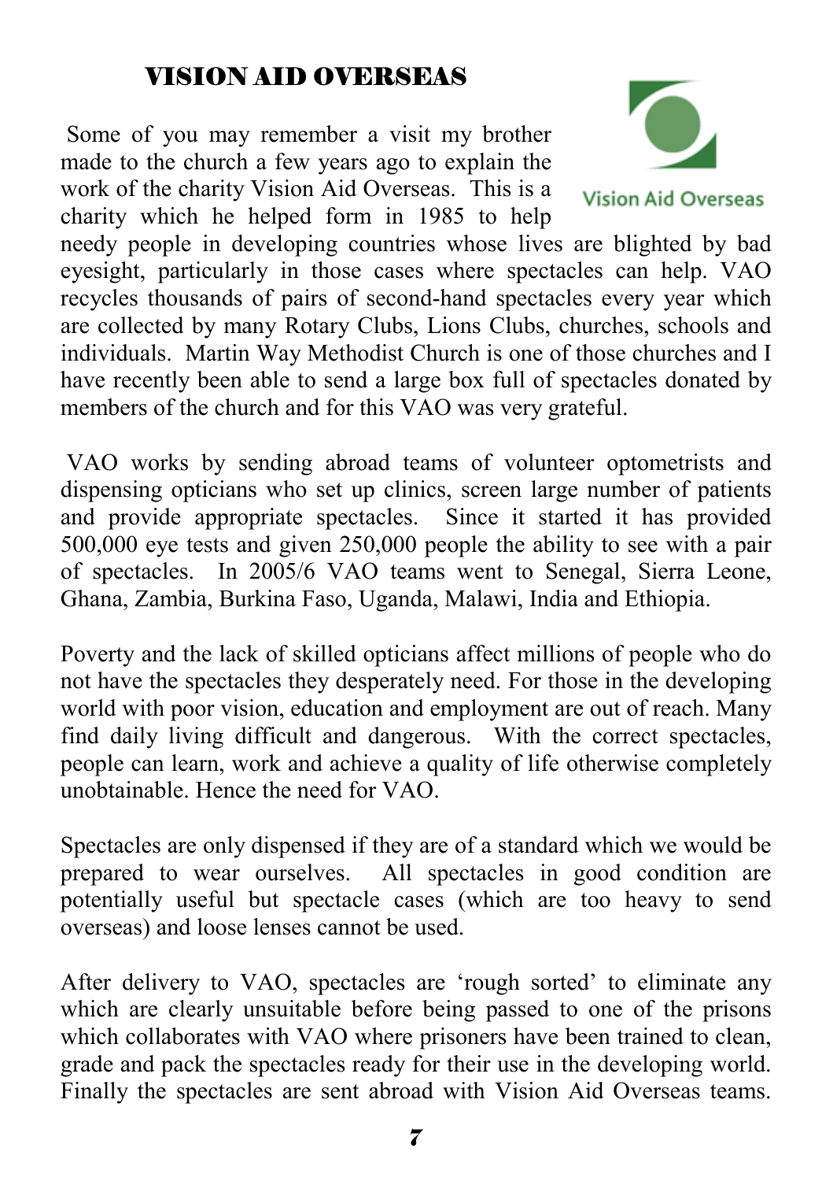# VISION AID OVERSEAS

Some of you may remember a visit my brother made to the church a few years ago to explain the work of the charity Vision Aid Overseas. This is a charity which he helped form in 1985 to help needy people in developing countries whose lives are blighted by bad eyesight, particularly in those cases where spectacles can help. VAO recycles thousands of pairs of second-hand spectacles every year which are collected by many Rotary Clubs, Lions Clubs, churches, schools and individuals. Martin Way Methodist Church is one of those churches and I have recently been able to send a large box full of spectacles donated by members of the church and for this VAO was very grateful.

VAO works by sending abroad teams of volunteer optometrists and dispensing opticians who set up clinics, screen large number of patients and provide appropriate spectacles. Since it started it has provided 500,000 eye tests and given 250,000 people the ability to see with a pair of spectacles. In 2005/6 VAO teams went to Senegal, Sierra Leone, Ghana, Zambia, Burkina Faso, Uganda, Malawi, India and Ethiopia.

Poverty and the lack of skilled opticians affect millions of people who do not have the spectacles they desperately need. For those in the developing world with poor vision, education and employment are out of reach. Many find daily living difficult and dangerous. With the correct spectacles, people can learn, work and achieve a quality of life otherwise completely unobtainable. Hence the need for VAO.

Spectacles are only dispensed if they are of a standard which we would be prepared to wear ourselves. All spectacles in good condition are potentially useful but spectacle cases (which are too heavy to send overseas) and loose lenses cannot be used.

After delivery to VAO, spectacles are 'rough sorted' to eliminate any which are clearly unsuitable before being passed to one of the prisons which collaborates with VAO where prisoners have been trained to clean, grade and pack the spectacles ready for their use in the developing world. Finally the spectacles are sent abroad with Vision Aid Overseas teams.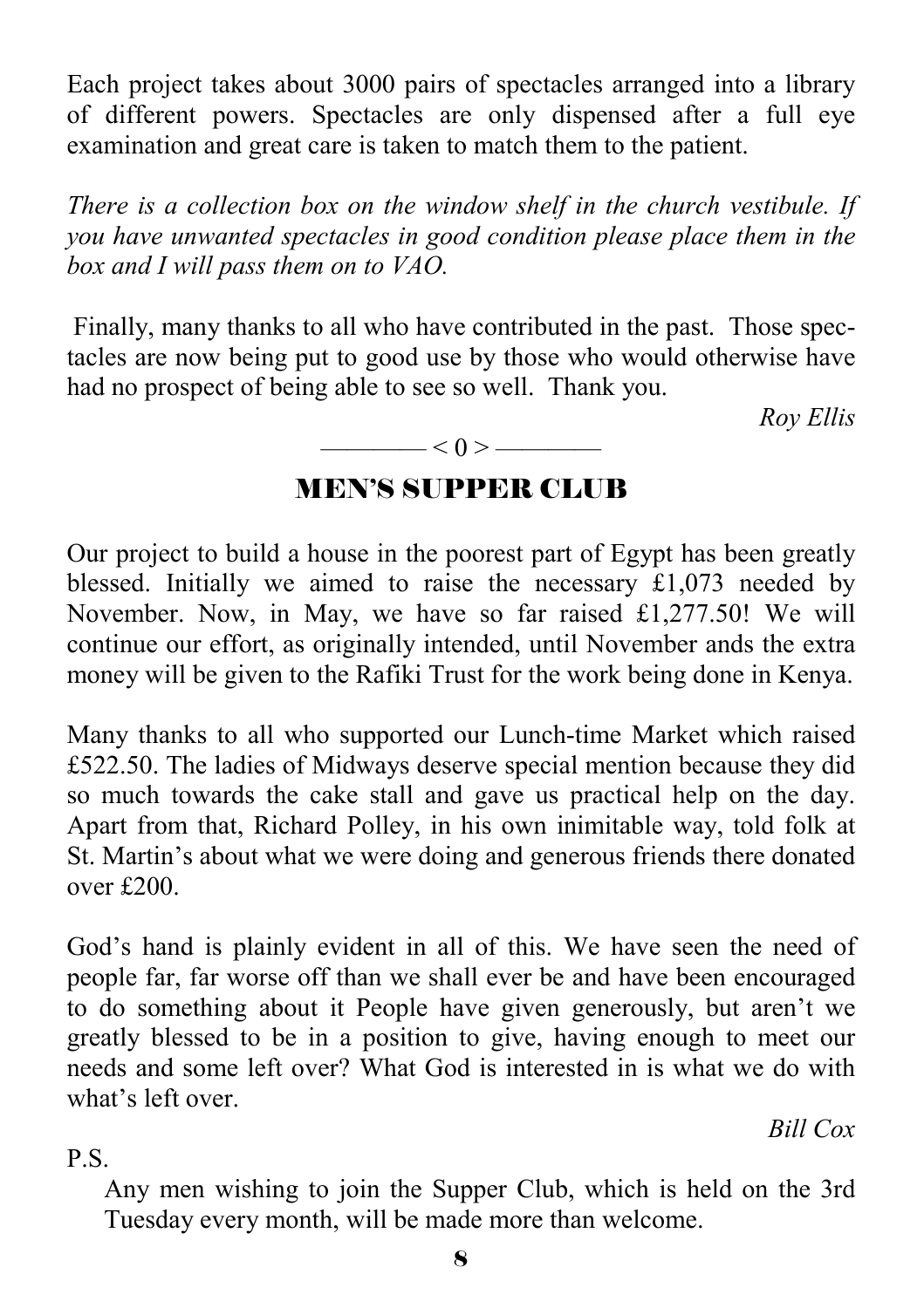Each project takes about 3000 pairs of spectacles arranged into a library of different powers. Spectacles are only dispensed after a full eye examination and great care is taken to match them to the patient.

*There is a collection box on the window shelf in the church vestibule. If you have unwanted spectacles in good condition please place them in the box and I will pass them on to VAO.*

Finally, many thanks to all who have contributed in the past. Those spectacles are now being put to good use by those who would otherwise have had no prospect of being able to see so well. Thank you.

*Roy Ellis*

———— < 0 > ————

## MEN'S SUPPER CLUB

Our project to build a house in the poorest part of Egypt has been greatly blessed. Initially we aimed to raise the necessary £1,073 needed by November. Now, in May, we have so far raised £1,277.50! We will continue our effort, as originally intended, until November ands the extra money will be given to the Rafiki Trust for the work being done in Kenya.

Many thanks to all who supported our Lunch-time Market which raised £522.50. The ladies of Midways deserve special mention because they did so much towards the cake stall and gave us practical help on the day. Apart from that, Richard Polley, in his own inimitable way, told folk at St. Martin's about what we were doing and generous friends there donated over £200.

God's hand is plainly evident in all of this. We have seen the need of people far, far worse off than we shall ever be and have been encouraged to do something about it People have given generously, but aren't we greatly blessed to be in a position to give, having enough to meet our needs and some left over? What God is interested in is what we do with what's left over.

*Bill Cox*

P.S.

Any men wishing to join the Supper Club, which is held on the 3rd Tuesday every month, will be made more than welcome.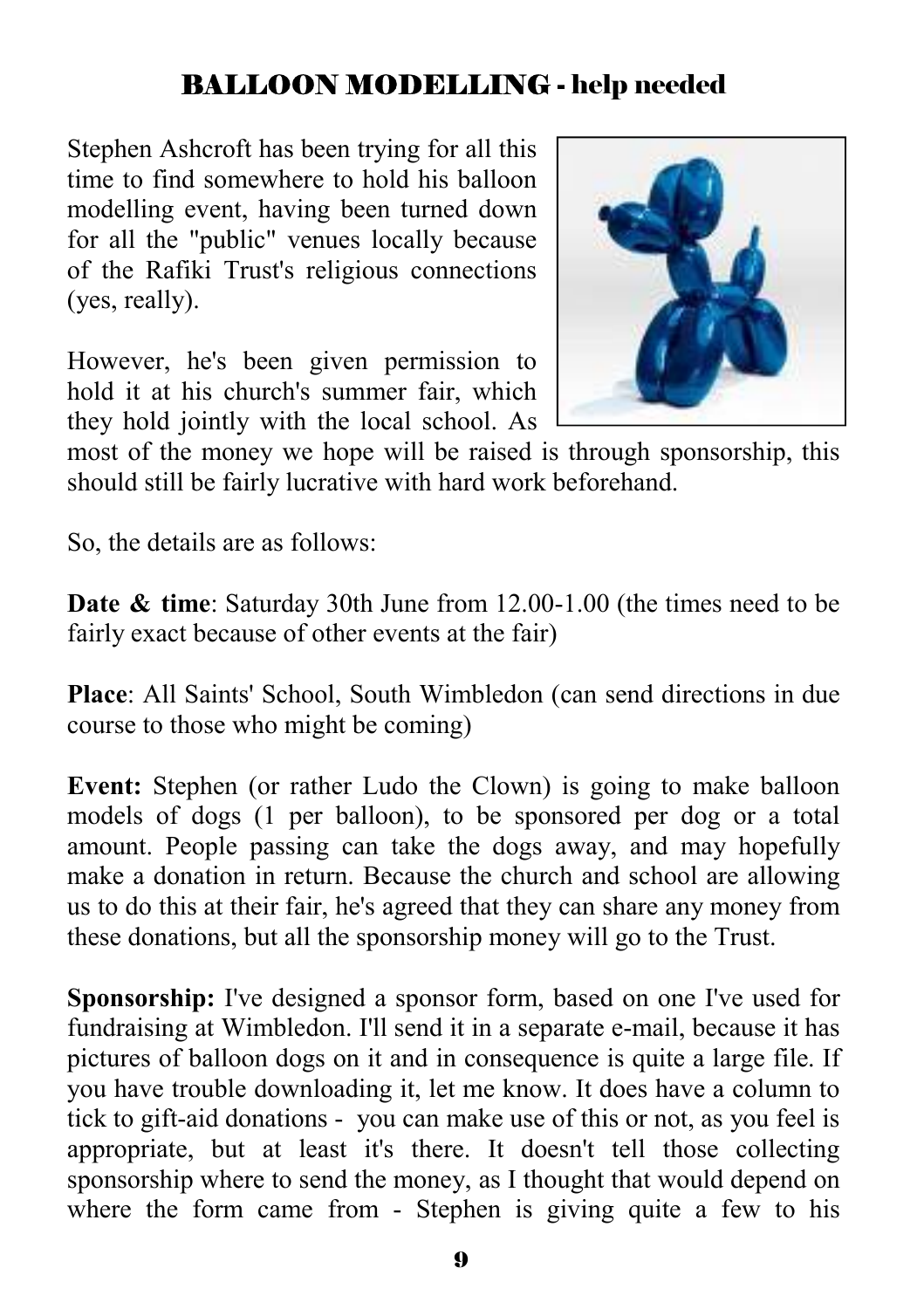# BALLOON MODELLING - help needed

Stephen Ashcroft has been trying for all this time to find somewhere to hold his balloon modelling event, having been turned down for all the "public" venues locally because of the Rafiki Trust's religious connections (yes, really).

However, he's been given permission to hold it at his church's summer fair, which they hold jointly with the local school. As most of the money we hope will be raised is through sponsorship, this should still be fairly lucrative with hard work beforehand.

So, the details are as follows:

**Date & time**: Saturday 30th June from 12.00-1.00 (the times need to be fairly exact because of other events at the fair)

**Place**: All Saints' School, South Wimbledon (can send directions in due course to those who might be coming)

**Event:** Stephen (or rather Ludo the Clown) is going to make balloon models of dogs (1 per balloon), to be sponsored per dog or a total amount. People passing can take the dogs away, and may hopefully make a donation in return. Because the church and school are allowing us to do this at their fair, he's agreed that they can share any money from these donations, but all the sponsorship money will go to the Trust.

**Sponsorship:** I've designed a sponsor form, based on one I've used for fundraising at Wimbledon. I'll send it in a separate e-mail, because it has pictures of balloon dogs on it and in consequence is quite a large file. If you have trouble downloading it, let me know. It does have a column to tick to gift-aid donations - you can make use of this or not, as you feel is appropriate, but at least it's there. It doesn't tell those collecting sponsorship where to send the money, as I thought that would depend on where the form came from - Stephen is giving quite a few to his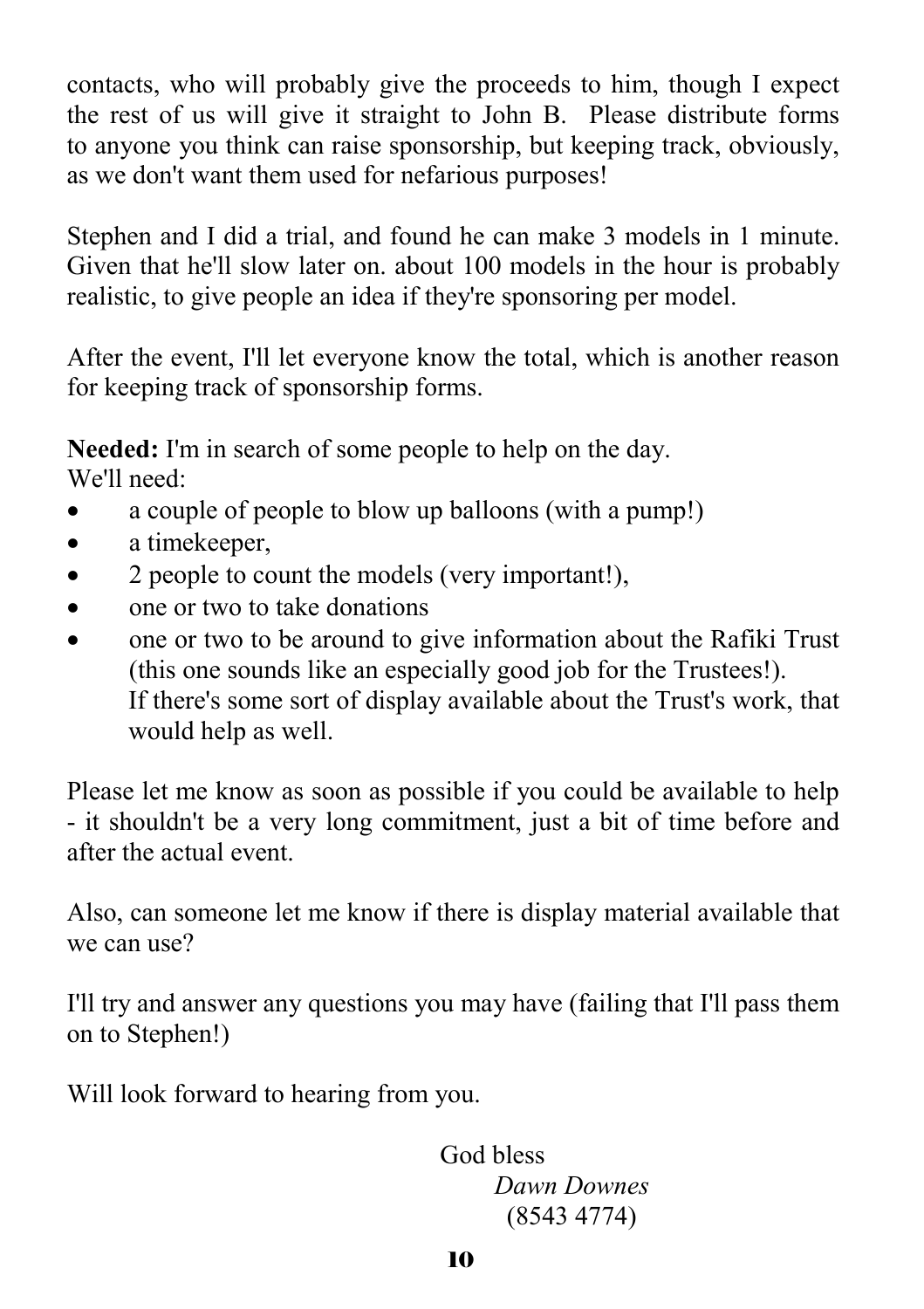contacts, who will probably give the proceeds to him, though I expect the rest of us will give it straight to John B. Please distribute forms to anyone you think can raise sponsorship, but keeping track, obviously, as we don't want them used for nefarious purposes!

Stephen and I did a trial, and found he can make 3 models in 1 minute. Given that he'll slow later on. about 100 models in the hour is probably realistic, to give people an idea if they're sponsoring per model.

After the event, I'll let everyone know the total, which is another reason for keeping track of sponsorship forms.

**Needed:** I'm in search of some people to help on the day.
We'll need:

- a couple of people to blow up balloons (with a pump!)
- a timekeeper,
- 2 people to count the models (very important!),
- one or two to take donations
- one or two to be around to give information about the Rafiki Trust (this one sounds like an especially good job for the Trustees!).
  If there's some sort of display available about the Trust's work, that would help as well.

Please let me know as soon as possible if you could be available to help - it shouldn't be a very long commitment, just a bit of time before and after the actual event.

Also, can someone let me know if there is display material available that we can use?

I'll try and answer any questions you may have (failing that I'll pass them on to Stephen!)

Will look forward to hearing from you.

God bless
*Dawn Downes*
(8543 4774)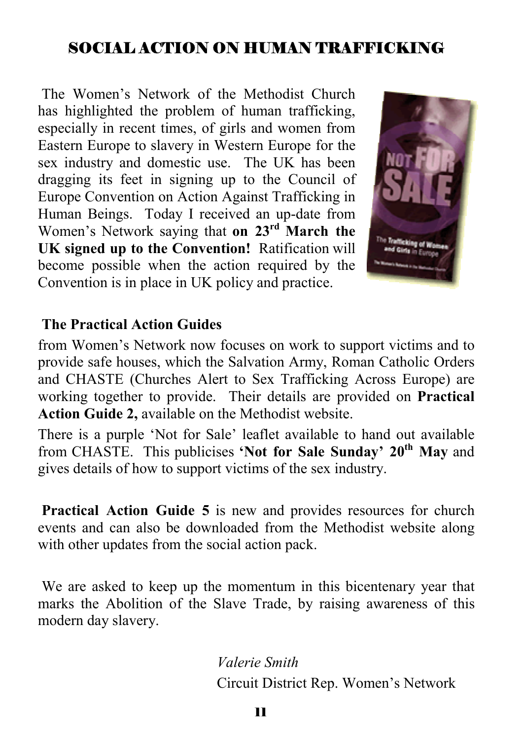## SOCIAL ACTION ON HUMAN TRAFFICKING

The Women's Network of the Methodist Church has highlighted the problem of human trafficking, especially in recent times, of girls and women from Eastern Europe to slavery in Western Europe for the sex industry and domestic use. The UK has been dragging its feet in signing up to the Council of Europe Convention on Action Against Trafficking in Human Beings. Today I received an up-date from Women's Network saying that **on 23rd March the UK signed up to the Convention!** Ratification will become possible when the action required by the Convention is in place in UK policy and practice.

**The Practical Action Guides**

from Women's Network now focuses on work to support victims and to provide safe houses, which the Salvation Army, Roman Catholic Orders and CHASTE (Churches Alert to Sex Trafficking Across Europe) are working together to provide. Their details are provided on **Practical Action Guide 2,** available on the Methodist website.

There is a purple 'Not for Sale' leaflet available to hand out available from CHASTE. This publicises **'Not for Sale Sunday' 20th May** and gives details of how to support victims of the sex industry.

**Practical Action Guide 5** is new and provides resources for church events and can also be downloaded from the Methodist website along with other updates from the social action pack.

We are asked to keep up the momentum in this bicentenary year that marks the Abolition of the Slave Trade, by raising awareness of this modern day slavery.

*Valerie Smith*
Circuit District Rep. Women's Network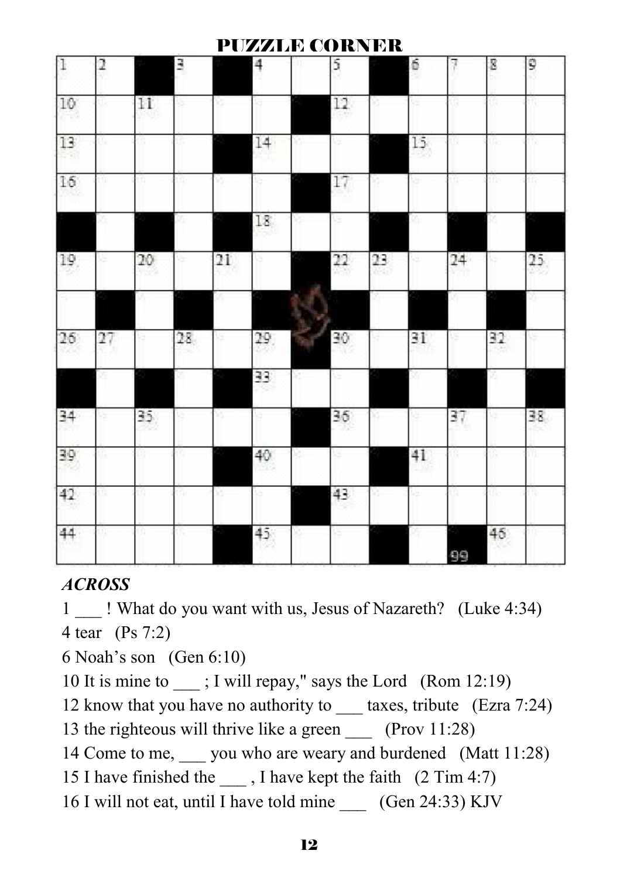# PUZZLE CORNER

### *ACROSS*

1 ___ ! What do you want with us, Jesus of Nazareth? (Luke 4:34)

4 tear (Ps 7:2)

6 Noah's son (Gen 6:10)

10 It is mine to ___ ; I will repay," says the Lord (Rom 12:19)

12 know that you have no authority to ___ taxes, tribute (Ezra 7:24)

13 the righteous will thrive like a green ___ (Prov 11:28)

14 Come to me, ___ you who are weary and burdened (Matt 11:28)

15 I have finished the ___ , I have kept the faith (2 Tim 4:7)

16 I will not eat, until I have told mine ___ (Gen 24:33) KJV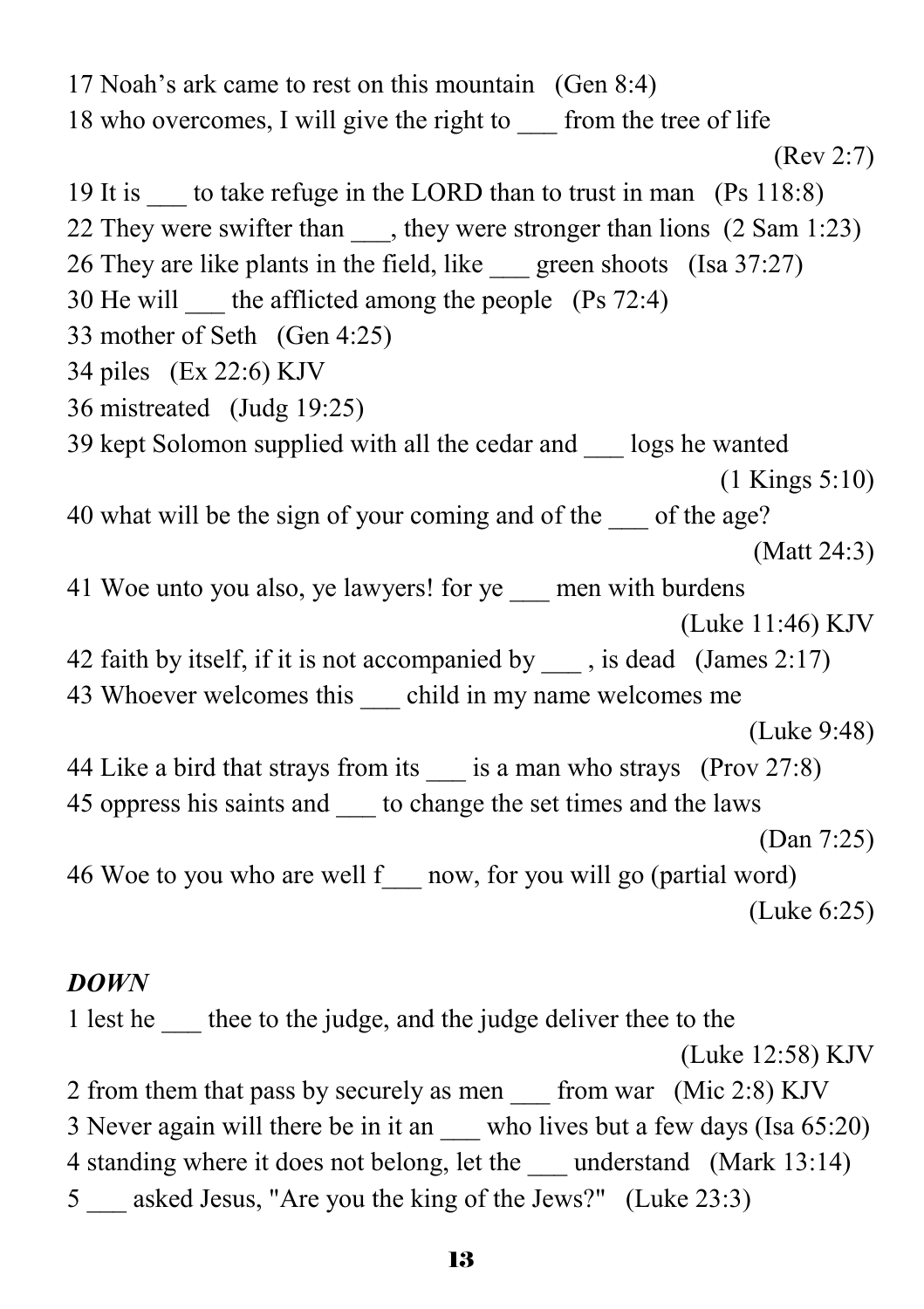17 Noah’s ark came to rest on this mountain (Gen 8:4)

18 who overcomes, I will give the right to ___ from the tree of life (Rev 2:7)

19 It is ___ to take refuge in the LORD than to trust in man (Ps 118:8)

22 They were swifter than ___, they were stronger than lions (2 Sam 1:23)

26 They are like plants in the field, like ___ green shoots (Isa 37:27)

30 He will ___ the afflicted among the people (Ps 72:4)

33 mother of Seth (Gen 4:25)

34 piles (Ex 22:6) KJV

36 mistreated (Judg 19:25)

39 kept Solomon supplied with all the cedar and ___ logs he wanted (1 Kings 5:10)

40 what will be the sign of your coming and of the ___ of the age? (Matt 24:3)

41 Woe unto you also, ye lawyers! for ye ___ men with burdens (Luke 11:46) KJV

42 faith by itself, if it is not accompanied by ___ , is dead (James 2:17)

43 Whoever welcomes this ___ child in my name welcomes me (Luke 9:48)

44 Like a bird that strays from its ___ is a man who strays (Prov 27:8)

45 oppress his saints and ___ to change the set times and the laws (Dan 7:25)

46 Woe to you who are well f___ now, for you will go (partial word) (Luke 6:25)

***DOWN***

1 lest he ___ thee to the judge, and the judge deliver thee to the (Luke 12:58) KJV

2 from them that pass by securely as men ___ from war (Mic 2:8) KJV

3 Never again will there be in it an ___ who lives but a few days (Isa 65:20)

4 standing where it does not belong, let the ___ understand (Mark 13:14)

5 ___ asked Jesus, "Are you the king of the Jews?" (Luke 23:3)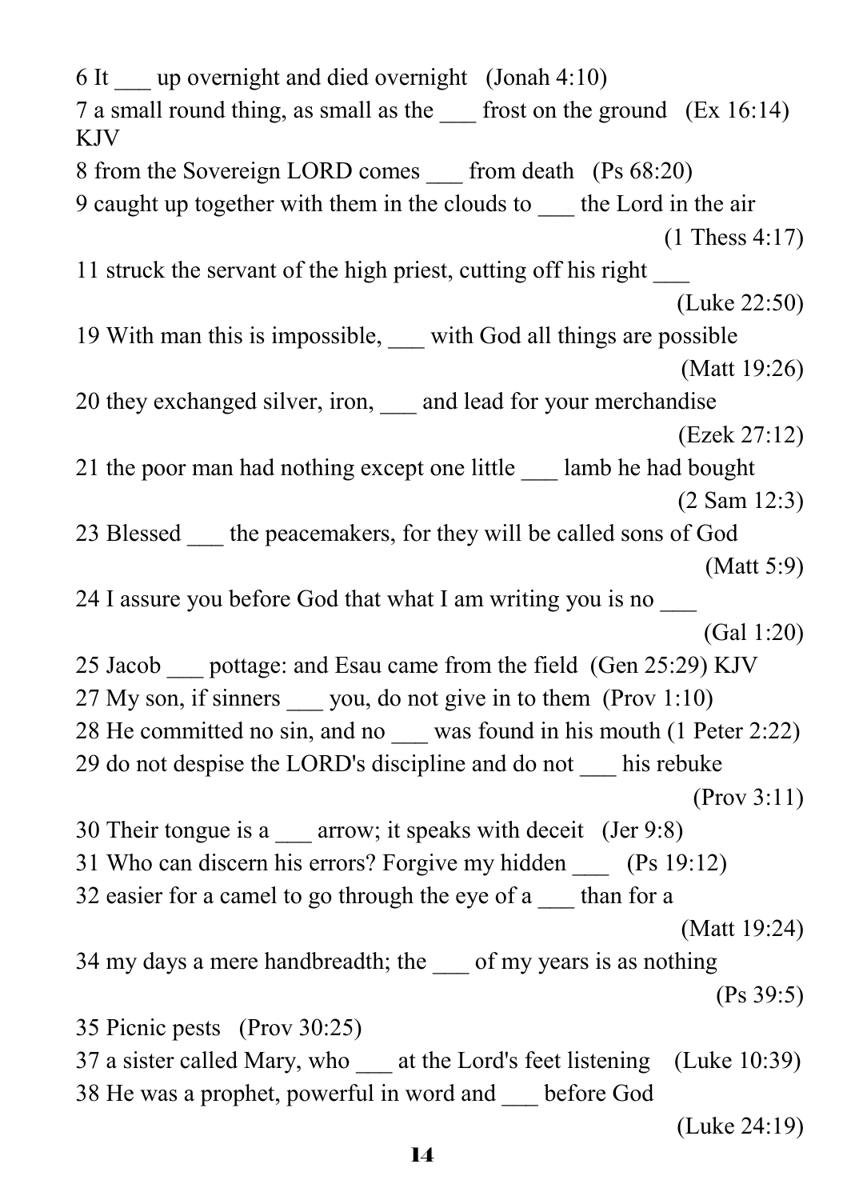6 It ___ up overnight and died overnight (Jonah 4:10)

7 a small round thing, as small as the ___ frost on the ground (Ex 16:14) KJV

8 from the Sovereign LORD comes ___ from death (Ps 68:20)

9 caught up together with them in the clouds to ___ the Lord in the air (1 Thess 4:17)

11 struck the servant of the high priest, cutting off his right ___ (Luke 22:50)

19 With man this is impossible, ___ with God all things are possible (Matt 19:26)

20 they exchanged silver, iron, ___ and lead for your merchandise (Ezek 27:12)

21 the poor man had nothing except one little ___ lamb he had bought (2 Sam 12:3)

23 Blessed ___ the peacemakers, for they will be called sons of God (Matt 5:9)

24 I assure you before God that what I am writing you is no ___ (Gal 1:20)

25 Jacob ___ pottage: and Esau came from the field (Gen 25:29) KJV

27 My son, if sinners ___ you, do not give in to them (Prov 1:10)

28 He committed no sin, and no ___ was found in his mouth (1 Peter 2:22)

29 do not despise the LORD's discipline and do not ___ his rebuke (Prov 3:11)

30 Their tongue is a ___ arrow; it speaks with deceit (Jer 9:8)

31 Who can discern his errors? Forgive my hidden ___ (Ps 19:12)

32 easier for a camel to go through the eye of a ___ than for a (Matt 19:24)

34 my days a mere handbreadth; the ___ of my years is as nothing (Ps 39:5)

35 Picnic pests (Prov 30:25)

37 a sister called Mary, who ___ at the Lord's feet listening (Luke 10:39)

38 He was a prophet, powerful in word and ___ before God (Luke 24:19)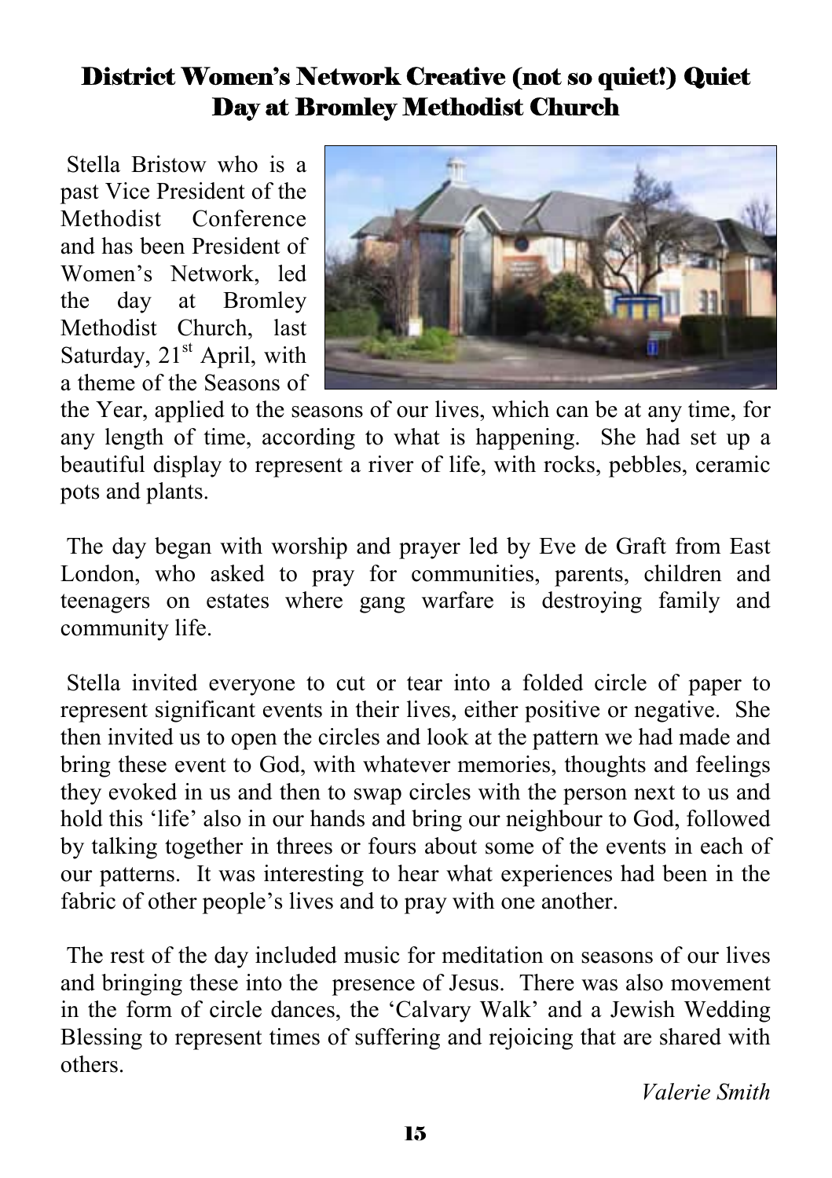## District Women's Network Creative (not so quiet!) Quiet Day at Bromley Methodist Church

Stella Bristow who is a past Vice President of the Methodist Conference and has been President of Women's Network, led the day at Bromley Methodist Church, last Saturday, 21st April, with a theme of the Seasons of the Year, applied to the seasons of our lives, which can be at any time, for any length of time, according to what is happening. She had set up a beautiful display to represent a river of life, with rocks, pebbles, ceramic pots and plants.

The day began with worship and prayer led by Eve de Graft from East London, who asked to pray for communities, parents, children and teenagers on estates where gang warfare is destroying family and community life.

Stella invited everyone to cut or tear into a folded circle of paper to represent significant events in their lives, either positive or negative. She then invited us to open the circles and look at the pattern we had made and bring these event to God, with whatever memories, thoughts and feelings they evoked in us and then to swap circles with the person next to us and hold this 'life' also in our hands and bring our neighbour to God, followed by talking together in threes or fours about some of the events in each of our patterns. It was interesting to hear what experiences had been in the fabric of other people's lives and to pray with one another.

The rest of the day included music for meditation on seasons of our lives and bringing these into the presence of Jesus. There was also movement in the form of circle dances, the 'Calvary Walk' and a Jewish Wedding Blessing to represent times of suffering and rejoicing that are shared with others.

*Valerie Smith*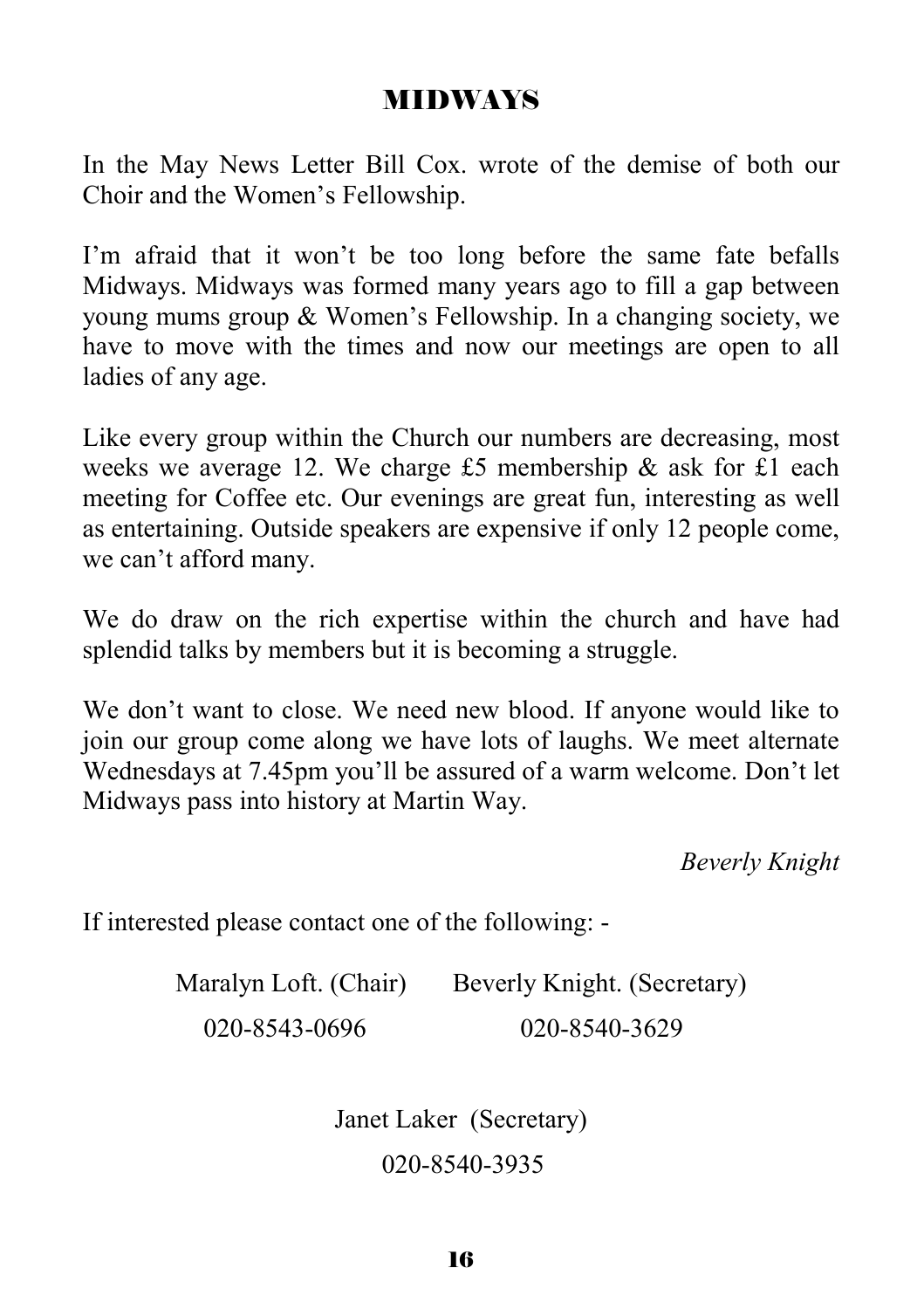# MIDWAYS

In the May News Letter Bill Cox. wrote of the demise of both our Choir and the Women's Fellowship.

I'm afraid that it won't be too long before the same fate befalls Midways. Midways was formed many years ago to fill a gap between young mums group & Women's Fellowship. In a changing society, we have to move with the times and now our meetings are open to all ladies of any age.

Like every group within the Church our numbers are decreasing, most weeks we average 12. We charge £5 membership & ask for £1 each meeting for Coffee etc. Our evenings are great fun, interesting as well as entertaining. Outside speakers are expensive if only 12 people come, we can't afford many.

We do draw on the rich expertise within the church and have had splendid talks by members but it is becoming a struggle.

We don't want to close. We need new blood. If anyone would like to join our group come along we have lots of laughs. We meet alternate Wednesdays at 7.45pm you'll be assured of a warm welcome. Don't let Midways pass into history at Martin Way.

*Beverly Knight*

If interested please contact one of the following: -

Maralyn Loft. (Chair) 020-8543-0696

Beverly Knight. (Secretary) 020-8540-3629

Janet Laker (Secretary) 020-8540-3935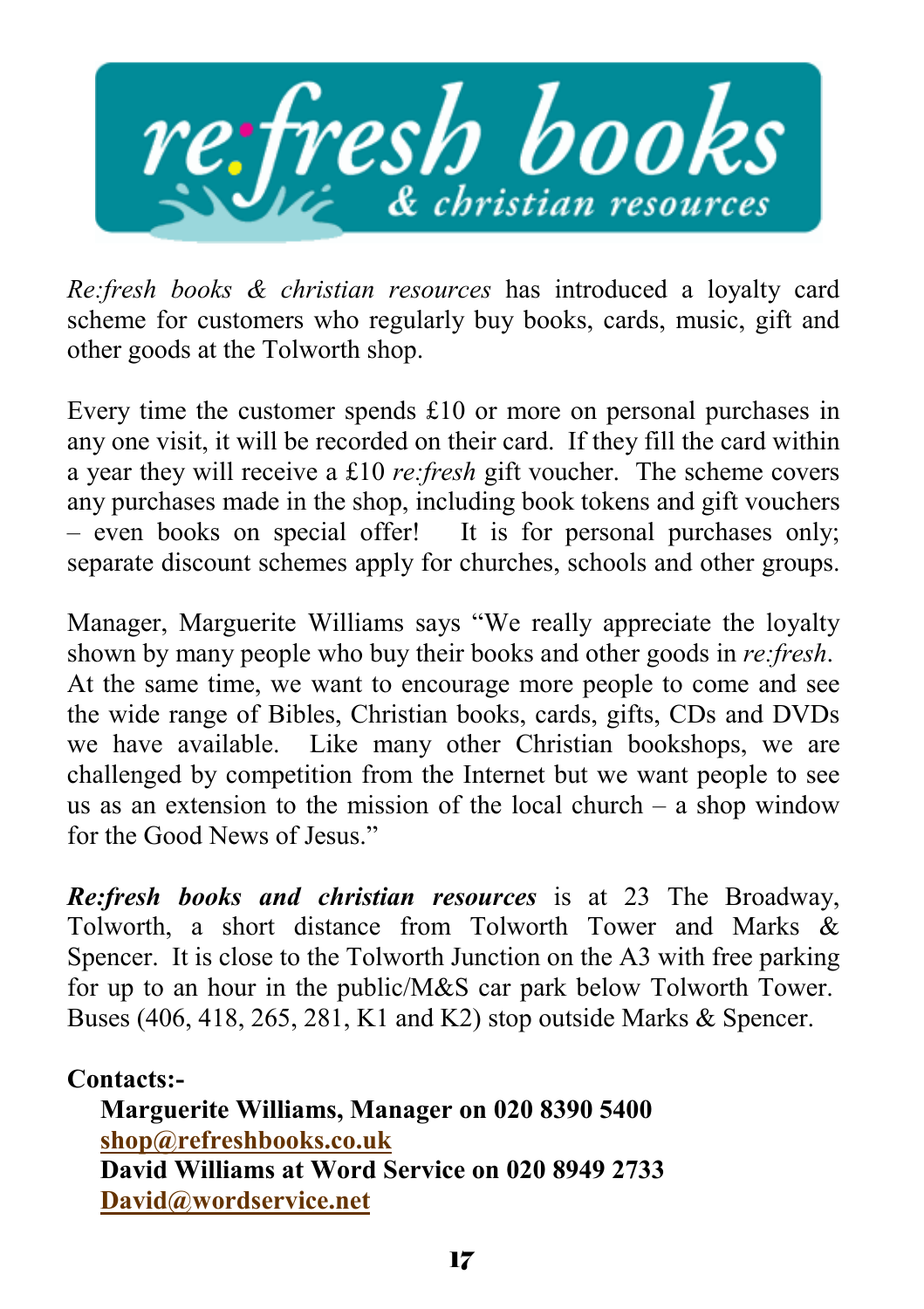# re:fresh books
## & christian resources

*Re:fresh books & christian resources* has introduced a loyalty card scheme for customers who regularly buy books, cards, music, gift and other goods at the Tolworth shop.

Every time the customer spends £10 or more on personal purchases in any one visit, it will be recorded on their card. If they fill the card within a year they will receive a £10 *re:fresh* gift voucher. The scheme covers any purchases made in the shop, including book tokens and gift vouchers – even books on special offer! It is for personal purchases only; separate discount schemes apply for churches, schools and other groups.

Manager, Marguerite Williams says "We really appreciate the loyalty shown by many people who buy their books and other goods in *re:fresh*. At the same time, we want to encourage more people to come and see the wide range of Bibles, Christian books, cards, gifts, CDs and DVDs we have available. Like many other Christian bookshops, we are challenged by competition from the Internet but we want people to see us as an extension to the mission of the local church – a shop window for the Good News of Jesus."

***Re:fresh books and christian resources*** is at 23 The Broadway, Tolworth, a short distance from Tolworth Tower and Marks & Spencer. It is close to the Tolworth Junction on the A3 with free parking for up to an hour in the public/M&S car park below Tolworth Tower. Buses (406, 418, 265, 281, K1 and K2) stop outside Marks & Spencer.

**Contacts:-**

**Marguerite Williams, Manager on 020 8390 5400**
**shop@refreshbooks.co.uk**
**David Williams at Word Service on 020 8949 2733**
**David@wordservice.net**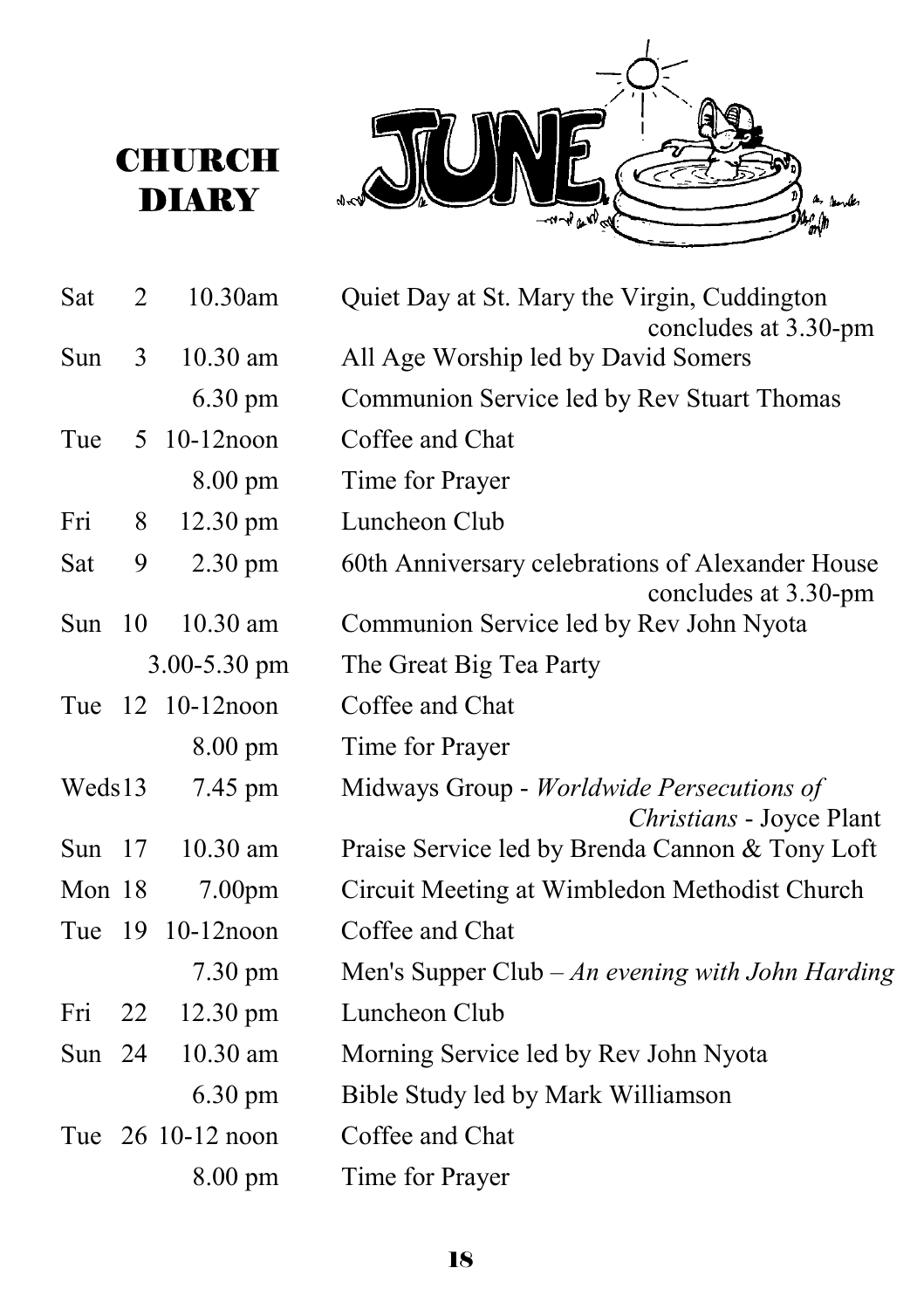# CHURCH DIARY

## JUNE

| Day | Date | Time | Event |
|---|---|---|---|
| Sat | 2 | 10.30am | Quiet Day at St. Mary the Virgin, Cuddington concludes at 3.30-pm |
| Sun | 3 | 10.30 am | All Age Worship led by David Somers |
| | | 6.30 pm | Communion Service led by Rev Stuart Thomas |
| Tue | 5 | 10-12noon | Coffee and Chat |
| | | 8.00 pm | Time for Prayer |
| Fri | 8 | 12.30 pm | Luncheon Club |
| Sat | 9 | 2.30 pm | 60th Anniversary celebrations of Alexander House concludes at 3.30-pm |
| Sun | 10 | 10.30 am | Communion Service led by Rev John Nyota |
| | | 3.00-5.30 pm | The Great Big Tea Party |
| Tue | 12 | 10-12noon | Coffee and Chat |
| | | 8.00 pm | Time for Prayer |
| Weds | 13 | 7.45 pm | Midways Group - *Worldwide Persecutions of Christians* - Joyce Plant |
| Sun | 17 | 10.30 am | Praise Service led by Brenda Cannon & Tony Loft |
| Mon | 18 | 7.00pm | Circuit Meeting at Wimbledon Methodist Church |
| Tue | 19 | 10-12noon | Coffee and Chat |
| | | 7.30 pm | Men's Supper Club – *An evening with John Harding* |
| Fri | 22 | 12.30 pm | Luncheon Club |
| Sun | 24 | 10.30 am | Morning Service led by Rev John Nyota |
| | | 6.30 pm | Bible Study led by Mark Williamson |
| Tue | 26 | 10-12 noon | Coffee and Chat |
| | | 8.00 pm | Time for Prayer |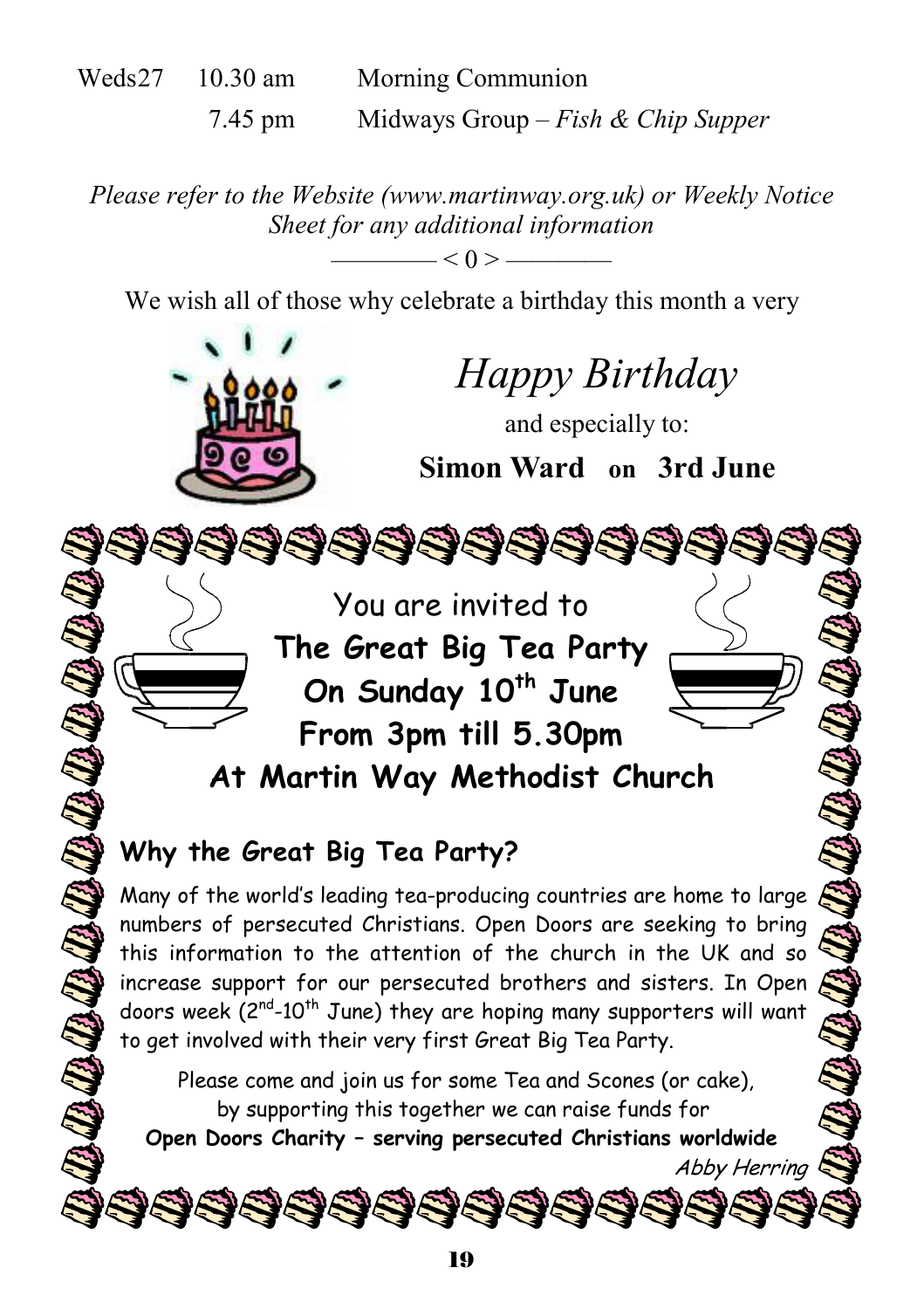| | | |
|---|---|---|
| Weds27 | 10.30 am | Morning Communion |
| | 7.45 pm | Midways Group – *Fish & Chip Supper* |

*Please refer to the Website (www.martinway.org.uk) or Weekly Notice Sheet for any additional information*

———— < 0 > ————

We wish all of those why celebrate a birthday this month a very

*Happy Birthday*

and especially to:

**Simon Ward on 3rd June**

You are invited to

**The Great Big Tea Party**

**On Sunday 10th June**

**From 3pm till 5.30pm**

**At Martin Way Methodist Church**

**Why the Great Big Tea Party?**

Many of the world's leading tea-producing countries are home to large numbers of persecuted Christians. Open Doors are seeking to bring this information to the attention of the church in the UK and so increase support for our persecuted brothers and sisters. In Open doors week (2nd-10th June) they are hoping many supporters will want to get involved with their very first Great Big Tea Party.

Please come and join us for some Tea and Scones (or cake), by supporting this together we can raise funds for

**Open Doors Charity – serving persecuted Christians worldwide**

*Abby Herring*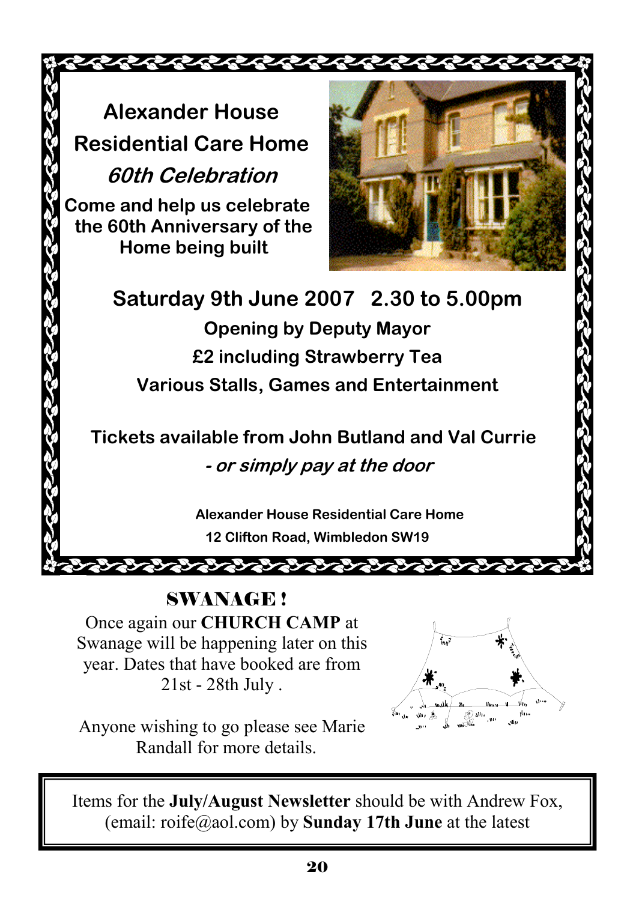# Alexander House Residential Care Home

## *60th Celebration*

**Come and help us celebrate the 60th Anniversary of the Home being built**

## Saturday 9th June 2007 2.30 to 5.00pm

**Opening by Deputy Mayor**

**£2 including Strawberry Tea**

**Various Stalls, Games and Entertainment**

**Tickets available from John Butland and Val Currie**

***- or simply pay at the door***

**Alexander House Residential Care Home**
**12 Clifton Road, Wimbledon SW19**

## SWANAGE !

Once again our **CHURCH CAMP** at Swanage will be happening later on this year. Dates that have booked are from 21st - 28th July .

Anyone wishing to go please see Marie Randall for more details.

Items for the **July/August Newsletter** should be with Andrew Fox, (email: roife@aol.com) by **Sunday 17th June** at the latest